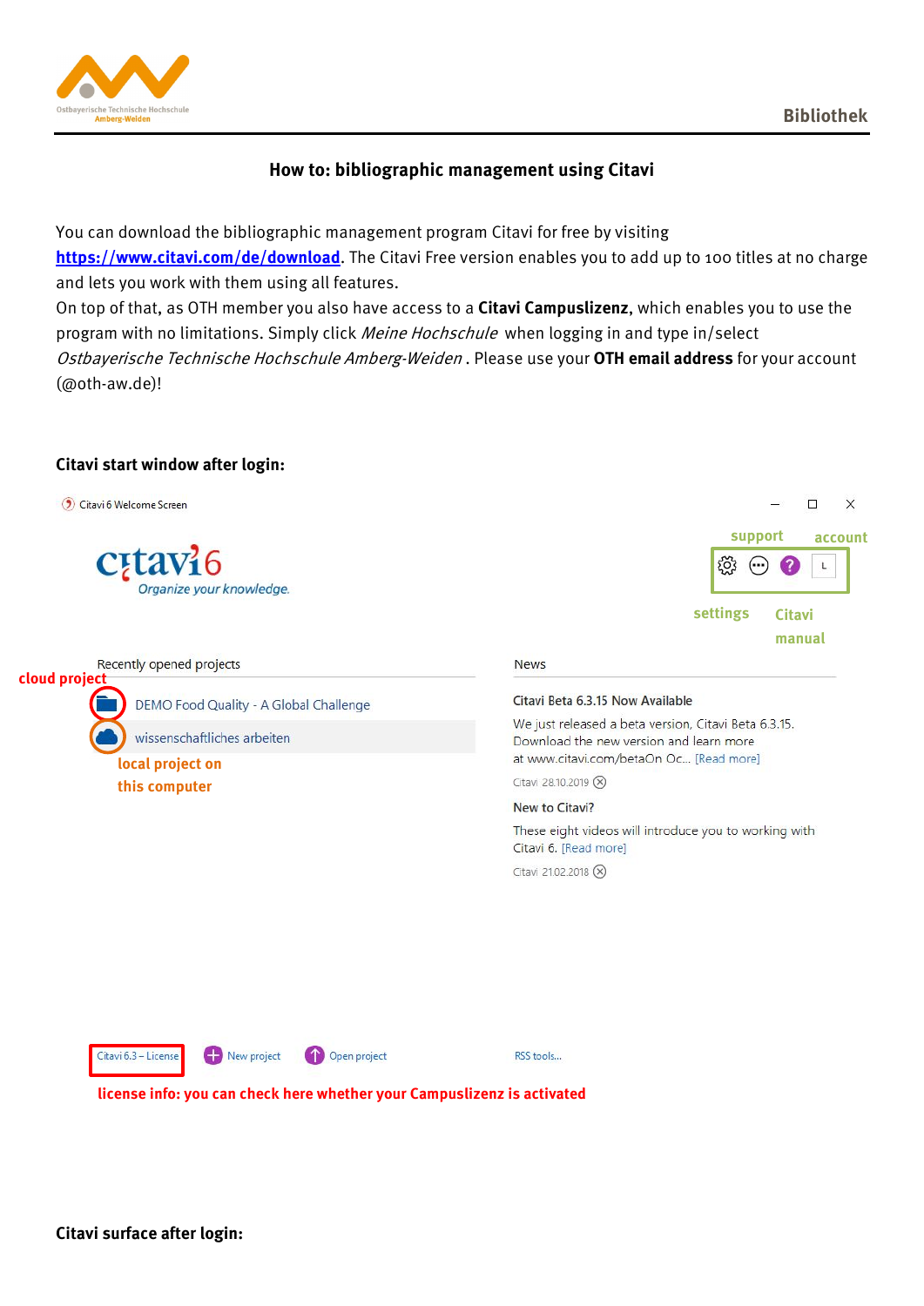Bibliothek

# How to: bibliographic management using Citavi

You can download the bibliographic management program Citavi for free by visiting **https://www.citavi.com/de/download**. The Citavi Free version enables you to add up to 100 titles at no charge and lets you work with them using all features.
On top of that, as OTH member you also have access to a **Citavi Campuslizenz**, which enables you to use the program with no limitations. Simply click *Meine Hochschule* when logging in and type in/select *Ostbayerische Technische Hochschule Amberg-Weiden* . Please use your **OTH email address** for your account (@oth-aw.de)!

**Citavi start window after login:**

Citavi 6 Welcome Screen

citavi6
Organize your knowledge.

support account

settings Citavi manual

Recently opened projects

cloud project

DEMO Food Quality - A Global Challenge

wissenschaftliches arbeiten

local project on this computer

News

Citavi Beta 6.3.15 Now Available

We just released a beta version, Citavi Beta 6.3.15. Download the new version and learn more at www.citavi.com/betaOn Oc... [Read more]

Citavi 28.10.2019

New to Citavi?

These eight videos will introduce you to working with Citavi 6. [Read more]

Citavi 21.02.2018

Citavi 6.3 – License New project Open project RSS tools...

license info: you can check here whether your Campuslizenz is activated

**Citavi surface after login:**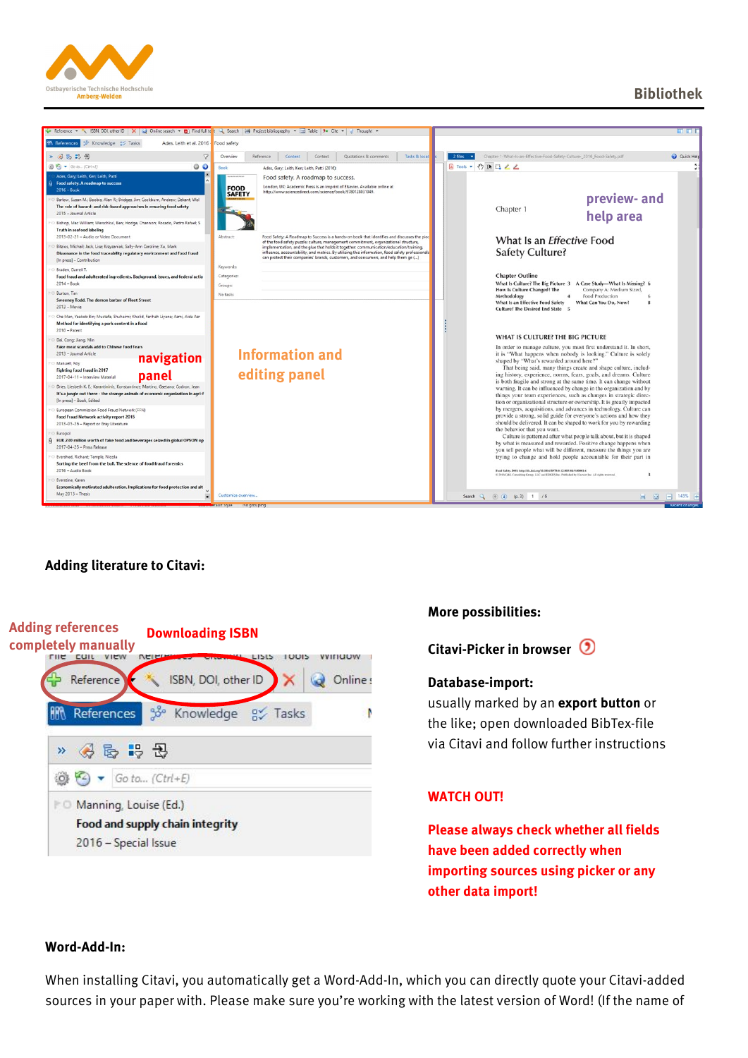**Adding literature to Citavi:**

**More possibilities:**

**Citavi-Picker in browser**

**Database-import:**
usually marked by an **export button** or the like; open downloaded BibTex-file via Citavi and follow further instructions

**WATCH OUT!**

**Please always check whether all fields have been added correctly when importing sources using picker or any other data import!**

**Word-Add-In:**

When installing Citavi, you automatically get a Word-Add-In, which you can directly quote your Citavi-added sources in your paper with. Please make sure you're working with the latest version of Word! (If the name of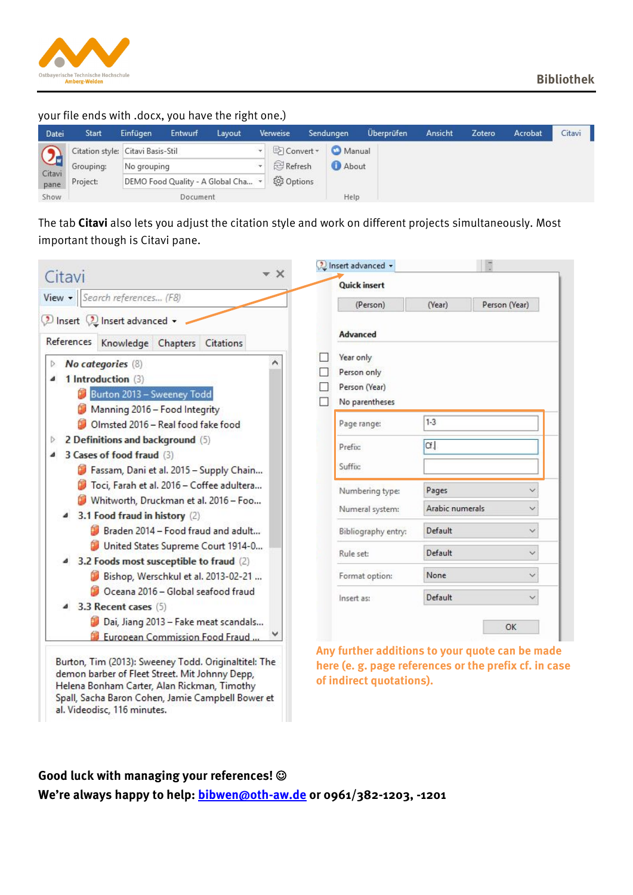your file ends with .docx, you have the right one.)

The tab **Citavi** also lets you adjust the citation style and work on different projects simultaneously. Most important though is Citavi pane.

Any further additions to your quote can be made here (e. g. page references or the prefix cf. in case of indirect quotations).

**Good luck with managing your references! ☺**

**We're always happy to help: bibwen@oth-aw.de or 0961/382-1203, -1201**